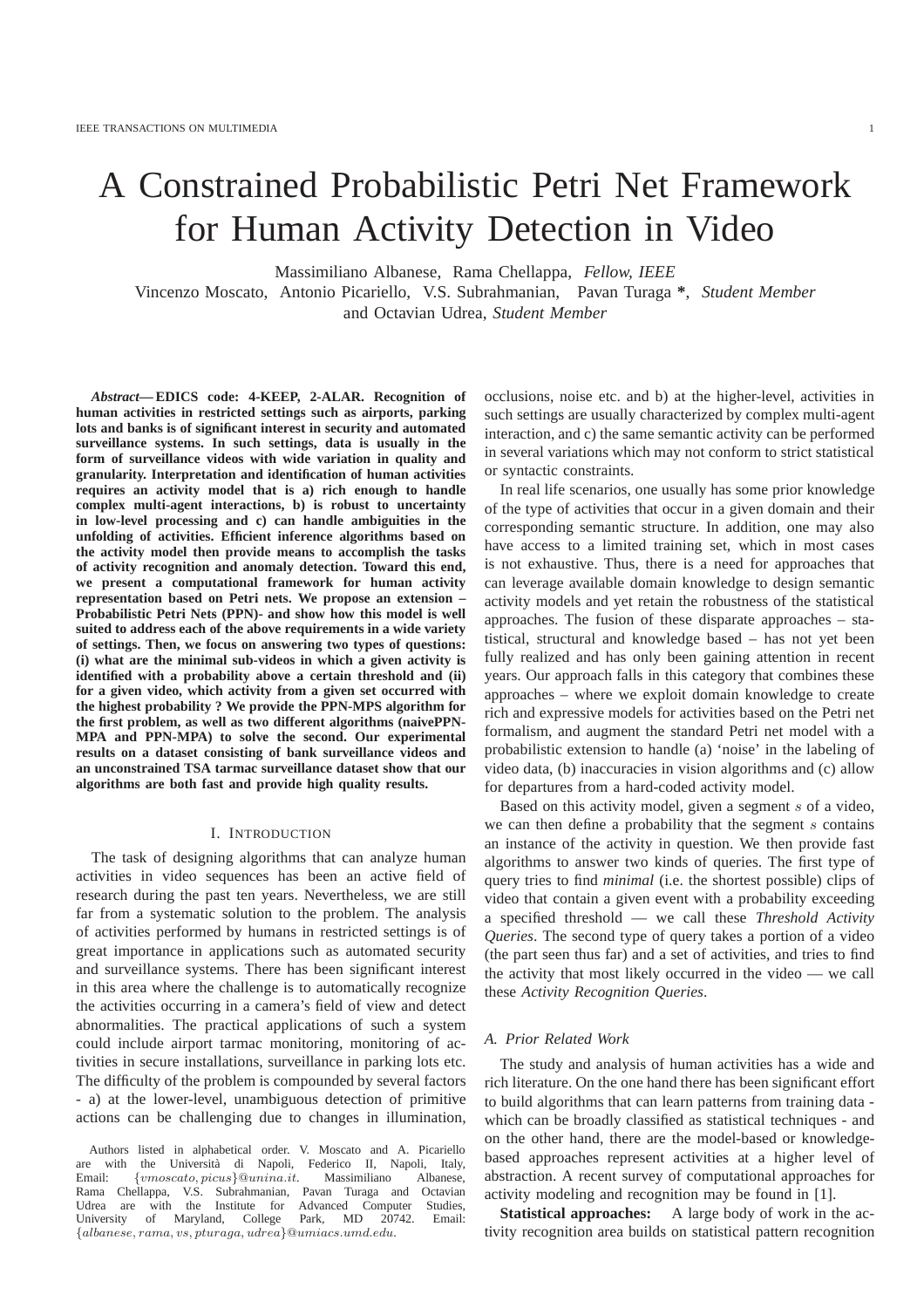# A Constrained Probabilistic Petri Net Framework for Human Activity Detection in Video

Massimiliano Albanese, Rama Chellappa, *Fellow, IEEE*
Vincenzo Moscato, Antonio Picariello, V.S. Subrahmanian, Pavan Turaga **\***, *Student Member*
and Octavian Udrea, *Student Member*

***Abstract*— EDICS code: 4-KEEP, 2-ALAR. Recognition of human activities in restricted settings such as airports, parking lots and banks is of significant interest in security and automated surveillance systems. In such settings, data is usually in the form of surveillance videos with wide variation in quality and granularity. Interpretation and identification of human activities requires an activity model that is a) rich enough to handle complex multi-agent interactions, b) is robust to uncertainty in low-level processing and c) can handle ambiguities in the unfolding of activities. Efficient inference algorithms based on the activity model then provide means to accomplish the tasks of activity recognition and anomaly detection. Toward this end, we present a computational framework for human activity representation based on Petri nets. We propose an extension – Probabilistic Petri Nets (PPN)- and show how this model is well suited to address each of the above requirements in a wide variety of settings. Then, we focus on answering two types of questions: (i) what are the minimal sub-videos in which a given activity is identified with a probability above a certain threshold and (ii) for a given video, which activity from a given set occurred with the highest probability ? We provide the PPN-MPS algorithm for the first problem, as well as two different algorithms (naivePPN-MPA and PPN-MPA) to solve the second. Our experimental results on a dataset consisting of bank surveillance videos and an unconstrained TSA tarmac surveillance dataset show that our algorithms are both fast and provide high quality results.**

## I. Introduction

The task of designing algorithms that can analyze human activities in video sequences has been an active field of research during the past ten years. Nevertheless, we are still far from a systematic solution to the problem. The analysis of activities performed by humans in restricted settings is of great importance in applications such as automated security and surveillance systems. There has been significant interest in this area where the challenge is to automatically recognize the activities occurring in a camera's field of view and detect abnormalities. The practical applications of such a system could include airport tarmac monitoring, monitoring of activities in secure installations, surveillance in parking lots etc. The difficulty of the problem is compounded by several factors - a) at the lower-level, unambiguous detection of primitive actions can be challenging due to changes in illumination, occlusions, noise etc. and b) at the higher-level, activities in such settings are usually characterized by complex multi-agent interaction, and c) the same semantic activity can be performed in several variations which may not conform to strict statistical or syntactic constraints.

In real life scenarios, one usually has some prior knowledge of the type of activities that occur in a given domain and their corresponding semantic structure. In addition, one may also have access to a limited training set, which in most cases is not exhaustive. Thus, there is a need for approaches that can leverage available domain knowledge to design semantic activity models and yet retain the robustness of the statistical approaches. The fusion of these disparate approaches – statistical, structural and knowledge based – has not yet been fully realized and has only been gaining attention in recent years. Our approach falls in this category that combines these approaches – where we exploit domain knowledge to create rich and expressive models for activities based on the Petri net formalism, and augment the standard Petri net model with a probabilistic extension to handle (a) 'noise' in the labeling of video data, (b) inaccuracies in vision algorithms and (c) allow for departures from a hard-coded activity model.

Based on this activity model, given a segment $s$ of a video, we can then define a probability that the segment $s$ contains an instance of the activity in question. We then provide fast algorithms to answer two kinds of queries. The first type of query tries to find *minimal* (i.e. the shortest possible) clips of video that contain a given event with a probability exceeding a specified threshold — we call these *Threshold Activity Queries*. The second type of query takes a portion of a video (the part seen thus far) and a set of activities, and tries to find the activity that most likely occurred in the video — we call these *Activity Recognition Queries*.

### A. Prior Related Work

The study and analysis of human activities has a wide and rich literature. On the one hand there has been significant effort to build algorithms that can learn patterns from training data - which can be broadly classified as statistical techniques - and on the other hand, there are the model-based or knowledge-based approaches represent activities at a higher level of abstraction. A recent survey of computational approaches for activity modeling and recognition may be found in [1].

**Statistical approaches:** A large body of work in the activity recognition area builds on statistical pattern recognition

Authors listed in alphabetical order. V. Moscato and A. Picariello are with the Università di Napoli, Federico II, Napoli, Italy, Email: $\{vmoscato, picus\}$@$unina.it$. Massimiliano Albanese, Rama Chellappa, V.S. Subrahmanian, Pavan Turaga and Octavian Udrea are with the Institute for Advanced Computer Studies, University of Maryland, College Park, MD 20742. Email: $\{albanese, rama, vs, pturaga, udrea\}$@$umiacs.umd.edu$.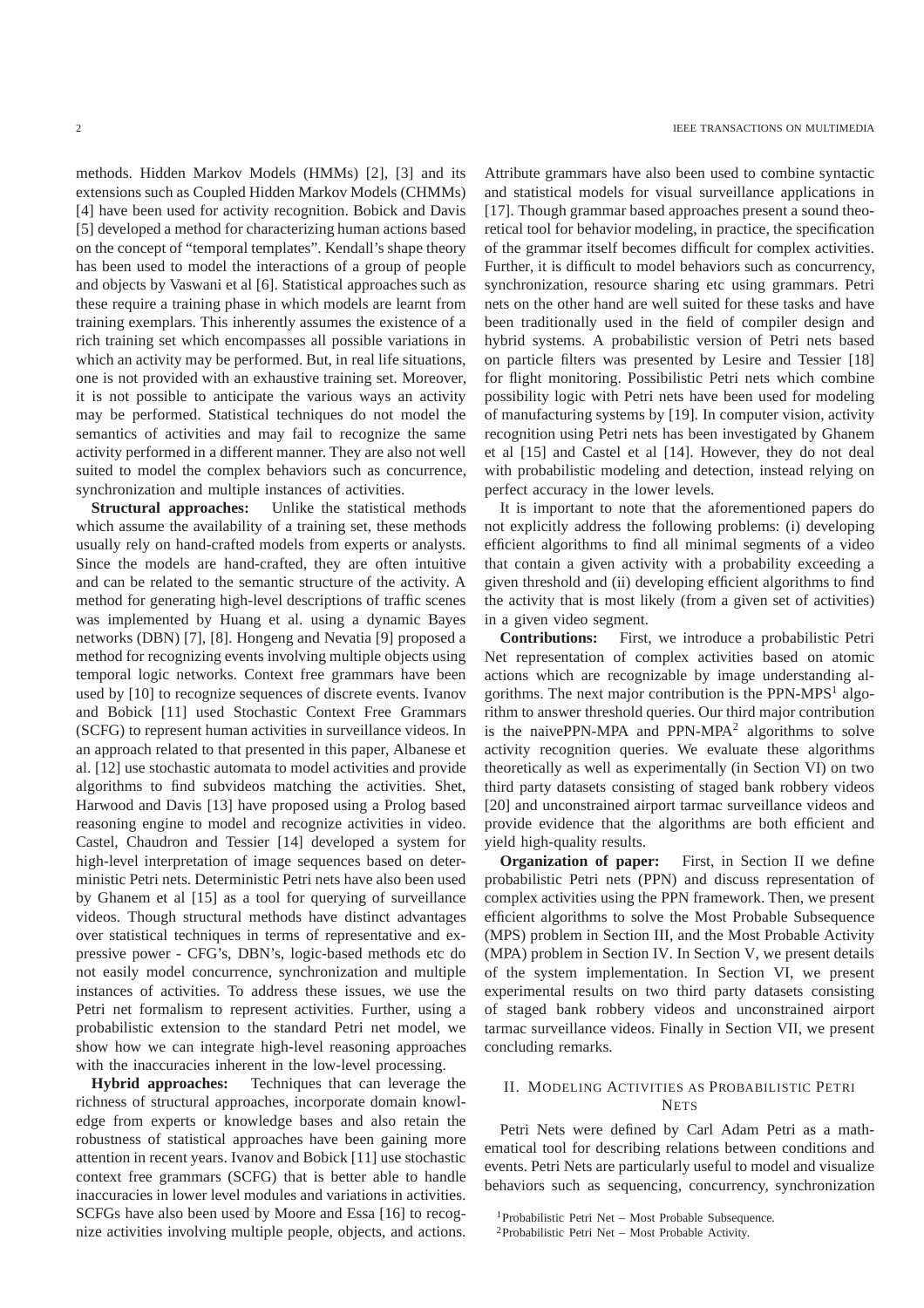methods. Hidden Markov Models (HMMs) [2], [3] and its extensions such as Coupled Hidden Markov Models (CHMMs) [4] have been used for activity recognition. Bobick and Davis [5] developed a method for characterizing human actions based on the concept of "temporal templates". Kendall's shape theory has been used to model the interactions of a group of people and objects by Vaswani et al [6]. Statistical approaches such as these require a training phase in which models are learnt from training exemplars. This inherently assumes the existence of a rich training set which encompasses all possible variations in which an activity may be performed. But, in real life situations, one is not provided with an exhaustive training set. Moreover, it is not possible to anticipate the various ways an activity may be performed. Statistical techniques do not model the semantics of activities and may fail to recognize the same activity performed in a different manner. They are also not well suited to model the complex behaviors such as concurrence, synchronization and multiple instances of activities.

**Structural approaches:** Unlike the statistical methods which assume the availability of a training set, these methods usually rely on hand-crafted models from experts or analysts. Since the models are hand-crafted, they are often intuitive and can be related to the semantic structure of the activity. A method for generating high-level descriptions of traffic scenes was implemented by Huang et al. using a dynamic Bayes networks (DBN) [7], [8]. Hongeng and Nevatia [9] proposed a method for recognizing events involving multiple objects using temporal logic networks. Context free grammars have been used by [10] to recognize sequences of discrete events. Ivanov and Bobick [11] used Stochastic Context Free Grammars (SCFG) to represent human activities in surveillance videos. In an approach related to that presented in this paper, Albanese et al. [12] use stochastic automata to model activities and provide algorithms to find subvideos matching the activities. Shet, Harwood and Davis [13] have proposed using a Prolog based reasoning engine to model and recognize activities in video. Castel, Chaudron and Tessier [14] developed a system for high-level interpretation of image sequences based on deterministic Petri nets. Deterministic Petri nets have also been used by Ghanem et al [15] as a tool for querying of surveillance videos. Though structural methods have distinct advantages over statistical techniques in terms of representative and expressive power - CFG's, DBN's, logic-based methods etc do not easily model concurrence, synchronization and multiple instances of activities. To address these issues, we use the Petri net formalism to represent activities. Further, using a probabilistic extension to the standard Petri net model, we show how we can integrate high-level reasoning approaches with the inaccuracies inherent in the low-level processing.

**Hybrid approaches:** Techniques that can leverage the richness of structural approaches, incorporate domain knowledge from experts or knowledge bases and also retain the robustness of statistical approaches have been gaining more attention in recent years. Ivanov and Bobick [11] use stochastic context free grammars (SCFG) that is better able to handle inaccuracies in lower level modules and variations in activities. SCFGs have also been used by Moore and Essa [16] to recognize activities involving multiple people, objects, and actions. Attribute grammars have also been used to combine syntactic and statistical models for visual surveillance applications in [17]. Though grammar based approaches present a sound theoretical tool for behavior modeling, in practice, the specification of the grammar itself becomes difficult for complex activities. Further, it is difficult to model behaviors such as concurrency, synchronization, resource sharing etc using grammars. Petri nets on the other hand are well suited for these tasks and have been traditionally used in the field of compiler design and hybrid systems. A probabilistic version of Petri nets based on particle filters was presented by Lesire and Tessier [18] for flight monitoring. Possibilistic Petri nets which combine possibility logic with Petri nets have been used for modeling of manufacturing systems by [19]. In computer vision, activity recognition using Petri nets has been investigated by Ghanem et al [15] and Castel et al [14]. However, they do not deal with probabilistic modeling and detection, instead relying on perfect accuracy in the lower levels.

It is important to note that the aforementioned papers do not explicitly address the following problems: (i) developing efficient algorithms to find all minimal segments of a video that contain a given activity with a probability exceeding a given threshold and (ii) developing efficient algorithms to find the activity that is most likely (from a given set of activities) in a given video segment.

**Contributions:** First, we introduce a probabilistic Petri Net representation of complex activities based on atomic actions which are recognizable by image understanding algorithms. The next major contribution is the PPN-MPS[1] algorithm to answer threshold queries. Our third major contribution is the naivePPN-MPA and PPN-MPA[2] algorithms to solve activity recognition queries. We evaluate these algorithms theoretically as well as experimentally (in Section VI) on two third party datasets consisting of staged bank robbery videos [20] and unconstrained airport tarmac surveillance videos and provide evidence that the algorithms are both efficient and yield high-quality results.

**Organization of paper:** First, in Section II we define probabilistic Petri nets (PPN) and discuss representation of complex activities using the PPN framework. Then, we present efficient algorithms to solve the Most Probable Subsequence (MPS) problem in Section III, and the Most Probable Activity (MPA) problem in Section IV. In Section V, we present details of the system implementation. In Section VI, we present experimental results on two third party datasets consisting of staged bank robbery videos and unconstrained airport tarmac surveillance videos. Finally in Section VII, we present concluding remarks.

## II. Modeling Activities as Probabilistic Petri Nets

Petri Nets were defined by Carl Adam Petri as a mathematical tool for describing relations between conditions and events. Petri Nets are particularly useful to model and visualize behaviors such as sequencing, concurrency, synchronization

[1] Probabilistic Petri Net – Most Probable Subsequence.

[2] Probabilistic Petri Net – Most Probable Activity.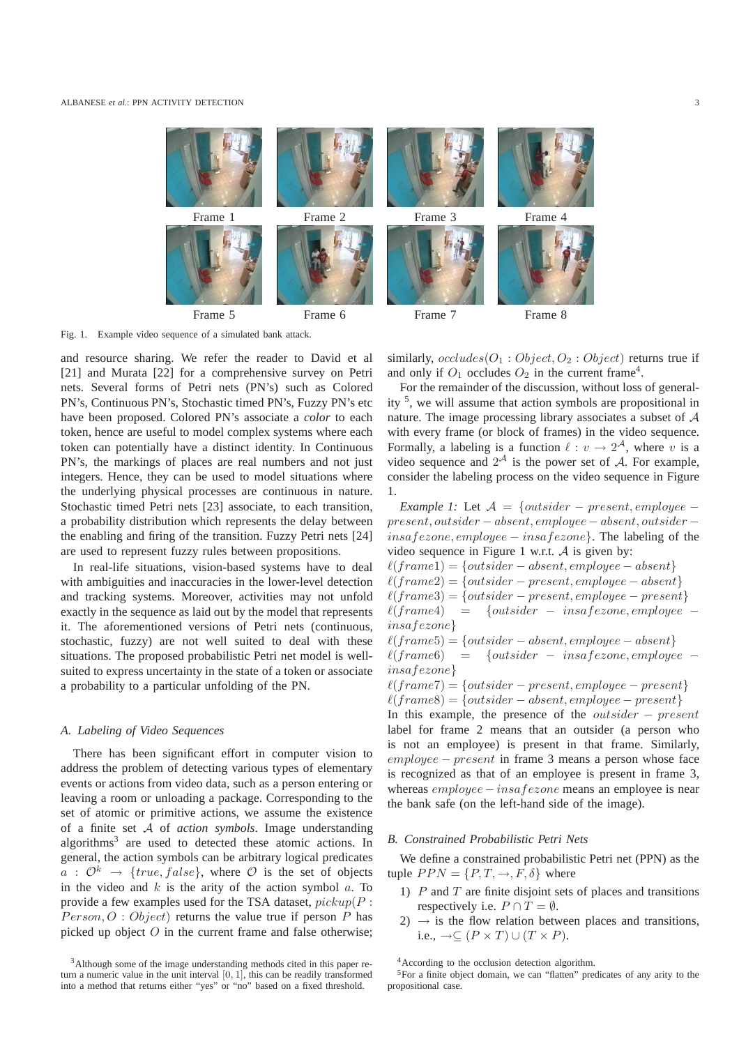Frame 1 Frame 2 Frame 3 Frame 4

Frame 5 Frame 6 Frame 7 Frame 8

Fig. 1. Example video sequence of a simulated bank attack.

and resource sharing. We refer the reader to David et al [21] and Murata [22] for a comprehensive survey on Petri nets. Several forms of Petri nets (PN's) such as Colored PN's, Continuous PN's, Stochastic timed PN's, Fuzzy PN's etc have been proposed. Colored PN's associate a *color* to each token, hence are useful to model complex systems where each token can potentially have a distinct identity. In Continuous PN's, the markings of places are real numbers and not just integers. Hence, they can be used to model situations where the underlying physical processes are continuous in nature. Stochastic timed Petri nets [23] associate, to each transition, a probability distribution which represents the delay between the enabling and firing of the transition. Fuzzy Petri nets [24] are used to represent fuzzy rules between propositions.

In real-life situations, vision-based systems have to deal with ambiguities and inaccuracies in the lower-level detection and tracking systems. Moreover, activities may not unfold exactly in the sequence as laid out by the model that represents it. The aforementioned versions of Petri nets (continuous, stochastic, fuzzy) are not well suited to deal with these situations. The proposed probabilistic Petri net model is well-suited to express uncertainty in the state of a token or associate a probability to a particular unfolding of the PN.

### A. Labeling of Video Sequences

There has been significant effort in computer vision to address the problem of detecting various types of elementary events or actions from video data, such as a person entering or leaving a room or unloading a package. Corresponding to the set of atomic or primitive actions, we assume the existence of a finite set $\mathcal{A}$ of *action symbols*. Image understanding algorithms[3] are used to detected these atomic actions. In general, the action symbols can be arbitrary logical predicates $a : \mathcal{O}^k \rightarrow \{true, false\}$, where $\mathcal{O}$ is the set of objects in the video and $k$ is the arity of the action symbol $a$. To provide a few examples used for the TSA dataset, $pickup(P : Person, O : Object)$ returns the value true if person $P$ has picked up object $O$ in the current frame and false otherwise; similarly, $occludes(O_1 : Object, O_2 : Object)$ returns true if and only if $O_1$ occludes $O_2$ in the current frame[4].

For the remainder of the discussion, without loss of generality [5], we will assume that action symbols are propositional in nature. The image processing library associates a subset of $\mathcal{A}$ with every frame (or block of frames) in the video sequence. Formally, a labeling is a function $\ell : v \rightarrow 2^{\mathcal{A}}$, where $v$ is a video sequence and $2^{\mathcal{A}}$ is the power set of $\mathcal{A}$. For example, consider the labeling process on the video sequence in Figure 1.

*Example 1:* Let $\mathcal{A} = \{outsider-present, employee-present, outsider-absent, employee-absent, outsider-insafezone, employee-insafezone\}$. The labeling of the video sequence in Figure 1 w.r.t. $\mathcal{A}$ is given by:

$\ell(frame1) = \{outsider-absent, employee-absent\}$
$\ell(frame2) = \{outsider-present, employee-absent\}$
$\ell(frame3) = \{outsider-present, employee-present\}$
$\ell(frame4) = \{outsider-insafezone, employee-insafezone\}$
$\ell(frame5) = \{outsider-absent, employee-absent\}$
$\ell(frame6) = \{outsider-insafezone, employee-insafezone\}$
$\ell(frame7) = \{outsider-present, employee-present\}$
$\ell(frame8) = \{outsider-absent, employee-present\}$

In this example, the presence of the $outsider-present$ label for frame 2 means that an outsider (a person who is not an employee) is present in that frame. Similarly, $employee-present$ in frame 3 means a person whose face is recognized as that of an employee is present in frame 3, whereas $employee-insafezone$ means an employee is near the bank safe (on the left-hand side of the image).

### B. Constrained Probabilistic Petri Nets

We define a constrained probabilistic Petri net (PPN) as the tuple $PPN = \{P, T, \rightarrow, F, \delta\}$ where

1) $P$ and $T$ are finite disjoint sets of places and transitions respectively i.e. $P \cap T = \emptyset$.
2) $\rightarrow$ is the flow relation between places and transitions, i.e., $\rightarrow \subseteq (P \times T) \cup (T \times P)$.

[3] Although some of the image understanding methods cited in this paper return a numeric value in the unit interval $[0, 1]$, this can be readily transformed into a method that returns either "yes" or "no" based on a fixed threshold.

[4] According to the occlusion detection algorithm.

[5] For a finite object domain, we can "flatten" predicates of any arity to the propositional case.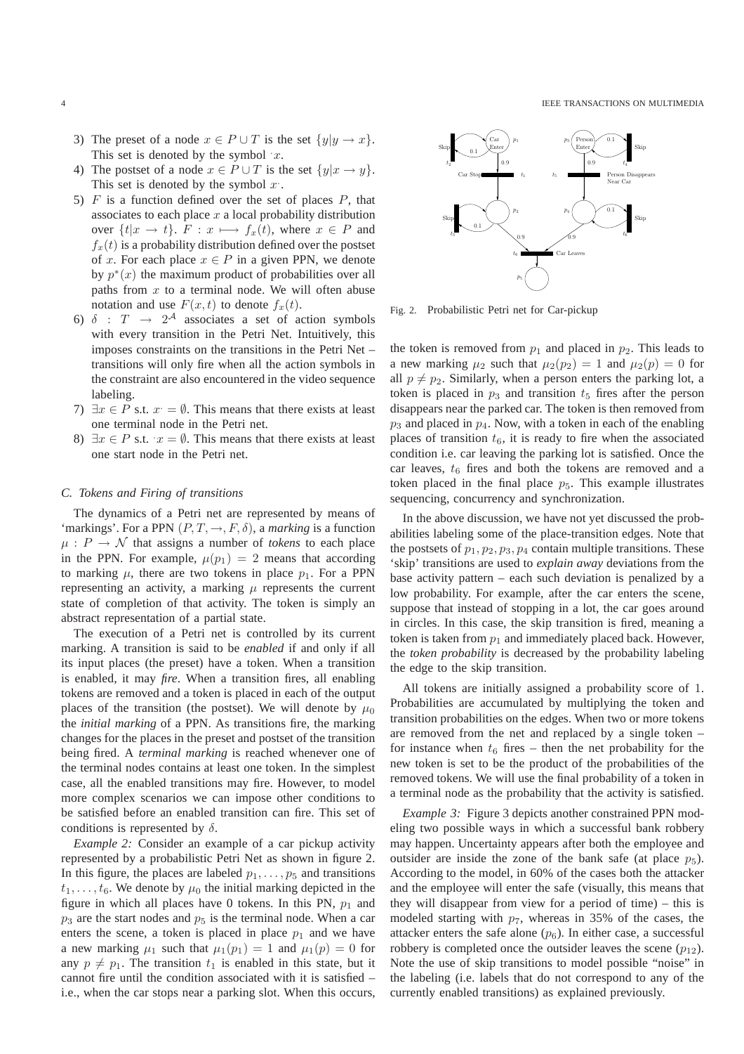3) The preset of a node $x \in P \cup T$ is the set $\{y | y \to x\}$. This set is denoted by the symbol $\cdot x$.
4) The postset of a node $x \in P \cup T$ is the set $\{y | x \to y\}$. This set is denoted by the symbol $x^{\cdot}$.
5) $F$ is a function defined over the set of places $P$, that associates to each place $x$ a local probability distribution over $\{t | x \to t\}$. $F : x \longmapsto f_x(t)$, where $x \in P$ and $f_x(t)$ is a probability distribution defined over the postset of $x$. For each place $x \in P$ in a given PPN, we denote by $p^*(x)$ the maximum product of probabilities over all paths from $x$ to a terminal node. We will often abuse notation and use $F(x,t)$ to denote $f_x(t)$.
6) $\delta : T \to 2^{\mathcal{A}}$ associates a set of action symbols with every transition in the Petri Net. Intuitively, this imposes constraints on the transitions in the Petri Net – transitions will only fire when all the action symbols in the constraint are also encountered in the video sequence labeling.
7) $\exists x \in P$ s.t. $x^{\cdot} = \emptyset$. This means that there exists at least one terminal node in the Petri net.
8) $\exists x \in P$ s.t. $\cdot x = \emptyset$. This means that there exists at least one start node in the Petri net.

### C. Tokens and Firing of transitions

The dynamics of a Petri net are represented by means of 'markings'. For a PPN $(P, T, \to, F, \delta)$, a *marking* is a function $\mu : P \to \mathcal{N}$ that assigns a number of *tokens* to each place in the PPN. For example, $\mu(p_1) = 2$ means that according to marking $\mu$, there are two tokens in place $p_1$. For a PPN representing an activity, a marking $\mu$ represents the current state of completion of that activity. The token is simply an abstract representation of a partial state.

The execution of a Petri net is controlled by its current marking. A transition is said to be *enabled* if and only if all its input places (the preset) have a token. When a transition is enabled, it may *fire*. When a transition fires, all enabling tokens are removed and a token is placed in each of the output places of the transition (the postset). We will denote by $\mu_0$ the *initial marking* of a PPN. As transitions fire, the marking changes for the places in the preset and postset of the transition being fired. A *terminal marking* is reached whenever one of the terminal nodes contains at least one token. In the simplest case, all the enabled transitions may fire. However, to model more complex scenarios we can impose other conditions to be satisfied before an enabled transition can fire. This set of conditions is represented by $\delta$.

*Example 2:* Consider an example of a car pickup activity represented by a probabilistic Petri Net as shown in figure 2. In this figure, the places are labeled $p_1, \ldots, p_5$ and transitions $t_1, \ldots, t_6$. We denote by $\mu_0$ the initial marking depicted in the figure in which all places have 0 tokens. In this PN, $p_1$ and $p_3$ are the start nodes and $p_5$ is the terminal node. When a car enters the scene, a token is placed in place $p_1$ and we have a new marking $\mu_1$ such that $\mu_1(p_1) = 1$ and $\mu_1(p) = 0$ for any $p \neq p_1$. The transition $t_1$ is enabled in this state, but it cannot fire until the condition associated with it is satisfied – i.e., when the car stops near a parking slot. When this occurs, the token is removed from $p_1$ and placed in $p_2$. This leads to a new marking $\mu_2$ such that $\mu_2(p_2) = 1$ and $\mu_2(p) = 0$ for all $p \neq p_2$. Similarly, when a person enters the parking lot, a token is placed in $p_3$ and transition $t_5$ fires after the person disappears near the parked car. The token is then removed from $p_3$ and placed in $p_4$. Now, with a token in each of the enabling places of transition $t_6$, it is ready to fire when the associated condition i.e. car leaving the parking lot is satisfied. Once the car leaves, $t_6$ fires and both the tokens are removed and a token placed in the final place $p_5$. This example illustrates sequencing, concurrency and synchronization.

Fig. 2. Probabilistic Petri net for Car-pickup

In the above discussion, we have not yet discussed the probabilities labeling some of the place-transition edges. Note that the postsets of $p_1, p_2, p_3, p_4$ contain multiple transitions. These 'skip' transitions are used to *explain away* deviations from the base activity pattern – each such deviation is penalized by a low probability. For example, after the car enters the scene, suppose that instead of stopping in a lot, the car goes around in circles. In this case, the skip transition is fired, meaning a token is taken from $p_1$ and immediately placed back. However, the *token probability* is decreased by the probability labeling the edge to the skip transition.

All tokens are initially assigned a probability score of 1. Probabilities are accumulated by multiplying the token and transition probabilities on the edges. When two or more tokens are removed from the net and replaced by a single token – for instance when $t_6$ fires – then the net probability for the new token is set to be the product of the probabilities of the removed tokens. We will use the final probability of a token in a terminal node as the probability that the activity is satisfied.

*Example 3:* Figure 3 depicts another constrained PPN modeling two possible ways in which a successful bank robbery may happen. Uncertainty appears after both the employee and outsider are inside the zone of the bank safe (at place $p_5$). According to the model, in 60% of the cases both the attacker and the employee will enter the safe (visually, this means that they will disappear from view for a period of time) – this is modeled starting with $p_7$, whereas in 35% of the cases, the attacker enters the safe alone ($p_6$). In either case, a successful robbery is completed once the outsider leaves the scene ($p_{12}$). Note the use of skip transitions to model possible "noise" in the labeling (i.e. labels that do not correspond to any of the currently enabled transitions) as explained previously.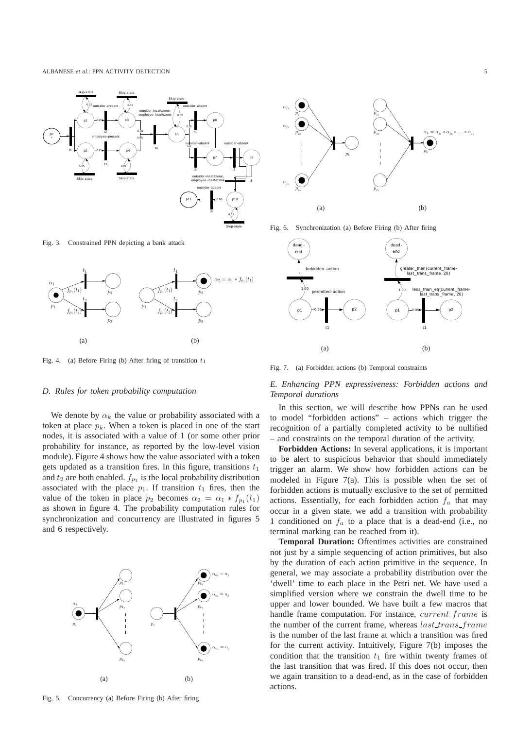Fig. 3. Constrained PPN depicting a bank attack

Fig. 4. (a) Before Firing (b) After firing of transition $t_1$

### D. Rules for token probability computation

We denote by $\alpha_k$ the value or probability associated with a token at place $p_k$. When a token is placed in one of the start nodes, it is associated with a value of 1 (or some other prior probability for instance, as reported by the low-level vision module). Figure 4 shows how the value associated with a token gets updated as a transition fires. In this figure, transitions $t_1$ and $t_2$ are both enabled. $f_{p_1}$ is the local probability distribution associated with the place $p_1$. If transition $t_1$ fires, then the value of the token in place $p_2$ becomes $\alpha_2 = \alpha_1 * f_{p_1}(t_1)$ as shown in figure 4. The probability computation rules for synchronization and concurrency are illustrated in figures 5 and 6 respectively.

Fig. 5. Concurrency (a) Before Firing (b) After firing

Fig. 6. Synchronization (a) Before Firing (b) After firing

Fig. 7. (a) Forbidden actions (b) Temporal constraints

### E. Enhancing PPN expressiveness: Forbidden actions and Temporal durations

In this section, we will describe how PPNs can be used to model "forbidden actions" – actions which trigger the recognition of a partially completed activity to be nullified – and constraints on the temporal duration of the activity.

**Forbidden Actions:** In several applications, it is important to be alert to suspicious behavior that should immediately trigger an alarm. We show how forbidden actions can be modeled in Figure 7(a). This is possible when the set of forbidden actions is mutually exclusive to the set of permitted actions. Essentially, for each forbidden action $f_a$ that may occur in a given state, we add a transition with probability 1 conditioned on $f_a$ to a place that is a dead-end (i.e., no terminal marking can be reached from it).

**Temporal Duration:** Oftentimes activities are constrained not just by a simple sequencing of action primitives, but also by the duration of each action primitive in the sequence. In general, we may associate a probability distribution over the 'dwell' time to each place in the Petri net. We have used a simplified version where we constrain the dwell time to be upper and lower bounded. We have built a few macros that handle frame computation. For instance, $current\_frame$ is the number of the current frame, whereas $last\_trans\_frame$ is the number of the last frame at which a transition was fired for the current activity. Intuitively, Figure 7(b) imposes the condition that the transition $t_1$ fire within twenty frames of the last transition that was fired. If this does not occur, then we again transition to a dead-end, as in the case of forbidden actions.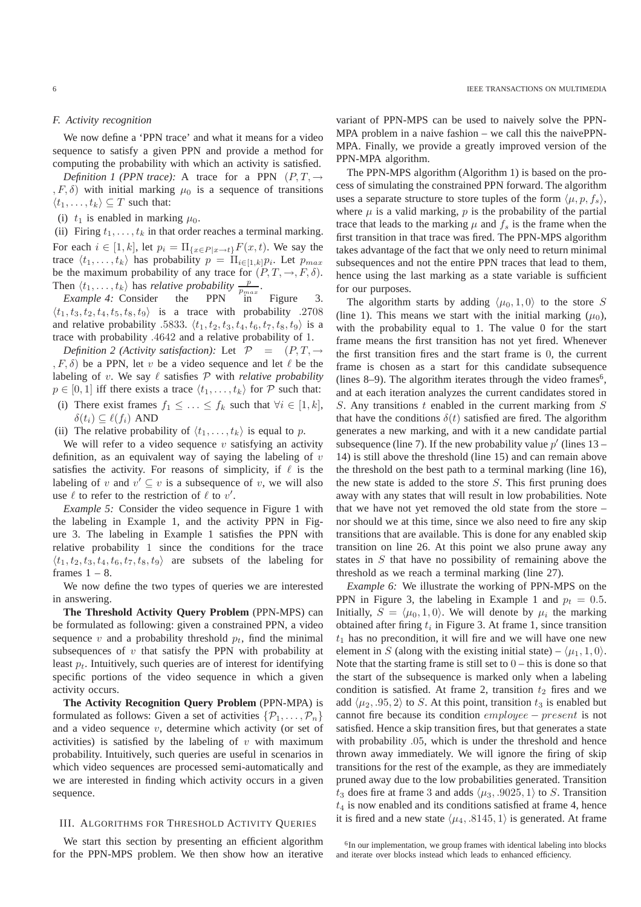### F. Activity recognition

We now define a 'PPN trace' and what it means for a video sequence to satisfy a given PPN and provide a method for computing the probability with which an activity is satisfied.

*Definition 1 (PPN trace):* A trace for a PPN $(P, T, \rightarrow, F, \delta)$ with initial marking $\mu_0$ is a sequence of transitions $\langle t_1, \ldots, t_k \rangle \subseteq T$ such that:

(i) $t_1$ is enabled in marking $\mu_0$.

(ii) Firing $t_1, \ldots, t_k$ in that order reaches a terminal marking.

For each $i \in [1, k]$, let $p_i = \Pi_{\{x \in P | x \rightarrow t\}} F(x, t)$. We say the trace $\langle t_1, \ldots, t_k \rangle$ has probability $p = \Pi_{i \in [1,k]} p_i$. Let $p_{max}$ be the maximum probability of any trace for $(P, T, \rightarrow, F, \delta)$. Then $\langle t_1, \ldots, t_k \rangle$ has *relative probability* $\frac{p}{p_{max}}$.

*Example 4:* Consider the PPN in Figure 3. $\langle t_1, t_3, t_2, t_4, t_5, t_8, t_9 \rangle$ is a trace with probability $.2708$ and relative probability $.5833$. $\langle t_1, t_2, t_3, t_4, t_6, t_7, t_8, t_9 \rangle$ is a trace with probability $.4642$ and a relative probability of $1$.

*Definition 2 (Activity satisfaction):* Let $\mathcal{P} = (P, T, \rightarrow, F, \delta)$ be a PPN, let $v$ be a video sequence and let $\ell$ be the labeling of $v$. We say $\ell$ satisfies $\mathcal{P}$ with *relative probability* $p \in [0, 1]$ iff there exists a trace $\langle t_1, \ldots, t_k \rangle$ for $\mathcal{P}$ such that:

(i) There exist frames $f_1 \leq \ldots \leq f_k$ such that $\forall i \in [1, k]$, $\delta(t_i) \subseteq \ell(f_i)$ AND

(ii) The relative probability of $\langle t_1, \ldots, t_k \rangle$ is equal to $p$.

We will refer to a video sequence $v$ satisfying an activity definition, as an equivalent way of saying the labeling of $v$ satisfies the activity. For reasons of simplicity, if $\ell$ is the labeling of $v$ and $v' \subseteq v$ is a subsequence of $v$, we will also use $\ell$ to refer to the restriction of $\ell$ to $v'$.

*Example 5:* Consider the video sequence in Figure 1 with the labeling in Example 1, and the activity PPN in Figure 3. The labeling in Example 1 satisfies the PPN with relative probability 1 since the conditions for the trace $\langle t_1, t_2, t_3, t_4, t_6, t_7, t_8, t_9 \rangle$ are subsets of the labeling for frames $1 - 8$.

We now define the two types of queries we are interested in answering.

**The Threshold Activity Query Problem** (PPN-MPS) can be formulated as following: given a constrained PPN, a video sequence $v$ and a probability threshold $p_t$, find the minimal subsequences of $v$ that satisfy the PPN with probability at least $p_t$. Intuitively, such queries are of interest for identifying specific portions of the video sequence in which a given activity occurs.

**The Activity Recognition Query Problem** (PPN-MPA) is formulated as follows: Given a set of activities $\{\mathcal{P}_1, \ldots, \mathcal{P}_n\}$ and a video sequence $v$, determine which activity (or set of activities) is satisfied by the labeling of $v$ with maximum probability. Intuitively, such queries are useful in scenarios in which video sequences are processed semi-automatically and we are interested in finding which activity occurs in a given sequence.

## III. Algorithms for Threshold Activity Queries

We start this section by presenting an efficient algorithm for the PPN-MPS problem. We then show how an iterative variant of PPN-MPS can be used to naively solve the PPN-MPA problem in a naive fashion – we call this the naivePPN-MPA. Finally, we provide a greatly improved version of the PPN-MPA algorithm.

The PPN-MPS algorithm (Algorithm 1) is based on the process of simulating the constrained PPN forward. The algorithm uses a separate structure to store tuples of the form $\langle \mu, p, f_s \rangle$, where $\mu$ is a valid marking, $p$ is the probability of the partial trace that leads to the marking $\mu$ and $f_s$ is the frame when the first transition in that trace was fired. The PPN-MPS algorithm takes advantage of the fact that we only need to return minimal subsequences and not the entire PPN traces that lead to them, hence using the last marking as a state variable is sufficient for our purposes.

The algorithm starts by adding $\langle \mu_0, 1, 0 \rangle$ to the store $S$ (line 1). This means we start with the initial marking ($\mu_0$), with the probability equal to 1. The value 0 for the start frame means the first transition has not yet fired. Whenever the first transition fires and the start frame is 0, the current frame is chosen as a start for this candidate subsequence (lines 8–9). The algorithm iterates through the video frames[6], and at each iteration analyzes the current candidates stored in $S$. Any transitions $t$ enabled in the current marking from $S$ that have the conditions $\delta(t)$ satisfied are fired. The algorithm generates a new marking, and with it a new candidate partial subsequence (line 7). If the new probability value $p'$ (lines 13 – 14) is still above the threshold (line 15) and can remain above the threshold on the best path to a terminal marking (line 16), the new state is added to the store $S$. This first pruning does away with any states that will result in low probabilities. Note that we have not yet removed the old state from the store – nor should we at this time, since we also need to fire any skip transitions that are available. This is done for any enabled skip transition on line 26. At this point we also prune away any states in $S$ that have no possibility of remaining above the threshold as we reach a terminal marking (line 27).

*Example 6:* We illustrate the working of PPN-MPS on the PPN in Figure 3, the labeling in Example 1 and $p_t = 0.5$. Initially, $S = \langle \mu_0, 1, 0 \rangle$. We will denote by $\mu_i$ the marking obtained after firing $t_i$ in Figure 3. At frame 1, since transition $t_1$ has no precondition, it will fire and we will have one new element in $S$ (along with the existing initial state) – $\langle \mu_1, 1, 0 \rangle$. Note that the starting frame is still set to $0$ – this is done so that the start of the subsequence is marked only when a labeling condition is satisfied. At frame 2, transition $t_2$ fires and we add $\langle \mu_2, .95, 2 \rangle$ to $S$. At this point, transition $t_3$ is enabled but cannot fire because its condition $employee-present$ is not satisfied. Hence a skip transition fires, but that generates a state with probability $.05$, which is under the threshold and hence thrown away immediately. We will ignore the firing of skip transitions for the rest of the example, as they are immediately pruned away due to the low probabilities generated. Transition $t_3$ does fire at frame 3 and adds $\langle \mu_3, .9025, 1 \rangle$ to $S$. Transition $t_4$ is now enabled and its conditions satisfied at frame 4, hence it is fired and a new state $\langle \mu_4, .8145, 1 \rangle$ is generated. At frame

[6] In our implementation, we group frames with identical labeling into blocks and iterate over blocks instead which leads to enhanced efficiency.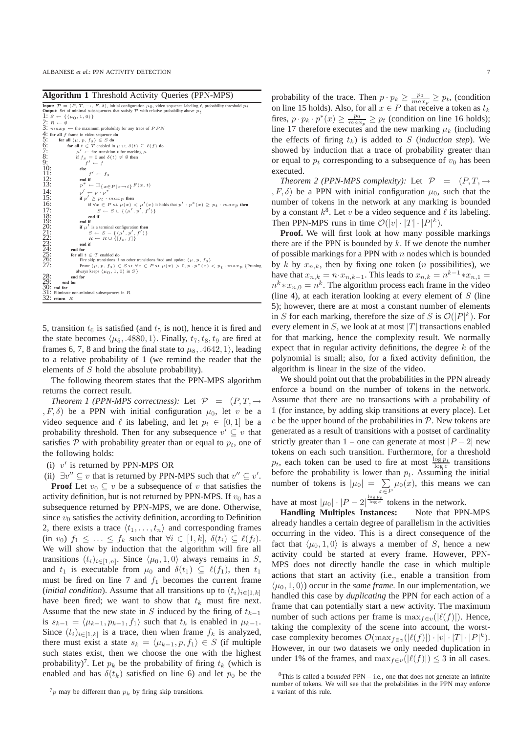**Algorithm 1** Threshold Activity Queries (PPN-MPS)

```
Input: P = (P, T, →, F, δ), initial configuration μ0, video sequence labeling ℓ, probability threshold p_t
Output: Set of minimal subsequences that satisfy P with relative probability above p_t
1:  S ← {⟨μ0, 1, 0⟩}
2:  R ← ∅
3:  max_p ← the maximum probability for any trace of PPN
4:  for all f frame in video sequence do
5:      for all ⟨μ, p, f_s⟩ ∈ S do
6:          for all t ∈ T enabled in μ s.t. δ(t) ⊆ ℓ(f) do
7:              μ' ← fire transition t for marking μ
8:              if f_s = 0 and δ(t) ≠ ∅ then
9:                  f' ← f
10:             else
11:                 f' ← f_s
12:             end if
13:             p* ← Π_{x∈P|x→t} F(x, t)
14:             p' ← p · p*
15:             if p' ≥ p_t · max_p then
16:                 if ∀x ∈ P s.t. μ(x) < μ'(x) it holds that p' · p*(x) ≥ p_t · max_p then
17:                     S ← S ∪ {⟨μ', p', f'⟩}
18:                 end if
19:             end if
20:             if μ' is a terminal configuration then
21:                 S ← S − {⟨μ', p', f'⟩}
22:                 R ← R ∪ {[f_s, f]}
23:             end if
24:         end for
25:         for all t ∈ T enabled do
26:             Fire skip transitions if no other transitions fired and update ⟨μ, p, f_s⟩
27:             Prune ⟨μ, p, f_s⟩ ∈ S s.t. ∀x ∈ P s.t. μ(x) > 0, p · p*(x) < p_t · max_p {Pruning always keeps ⟨μ0, 1, 0⟩ in S}
28:         end for
29:     end for
30: end for
31: Eliminate non-minimal subsequences in R
32: return R
```

5, transition $t_6$ is satisfied (and $t_5$ is not), hence it is fired and the state becomes $\langle \mu_5, .4880, 1\rangle$. Finally, $t_7, t_8, t_9$ are fired at frames 6, 7, 8 and bring the final state to $\mu_8, .4642, 1\rangle$, leading to a relative probability of 1 (we remind the reader that the elements of $S$ hold the absolute probability).

The following theorem states that the PPN-MPS algorithm returns the correct result.

*Theorem 1 (PPN-MPS correctness):* Let $\mathcal{P} = (P, T, \rightarrow, F, \delta)$ be a PPN with initial configuration $\mu_0$, let $v$ be a video sequence and $\ell$ its labeling, and let $p_t \in [0, 1]$ be a probability threshold. Then for any subsequence $v' \subseteq v$ that satisfies $\mathcal{P}$ with probability greater than or equal to $p_t$, one of the following holds:

(i) $v'$ is returned by PPN-MPS OR

(ii) $\exists v'' \subseteq v$ that is returned by PPN-MPS such that $v'' \subseteq v'$.

**Proof** Let $v_0 \subseteq v$ be a subsequence of $v$ that satisfies the activity definition, but is not returned by PPN-MPS. If $v_0$ has a subsequence returned by PPN-MPS, we are done. Otherwise, since $v_0$ satisfies the activity definition, according to Definition 2, there exists a trace $\langle t_1, \ldots, t_n\rangle$ and corresponding frames (in $v_0$) $f_1 \leq \ldots \leq f_k$ such that $\forall i \in [1, k]$, $\delta(t_i) \subseteq \ell(f_i)$. We will show by induction that the algorithm will fire all transitions $(t_i)_{i\in[1,n]}$. Since $\langle \mu_0, 1, 0\rangle$ always remains in $S$, and $t_1$ is executable from $\mu_0$ and $\delta(t_1) \subseteq \ell(f_1)$, then $t_1$ must be fired on line 7 and $f_1$ becomes the current frame (*initial condition*). Assume that all transitions up to $(t_i)_{i\in[1,k]}$ have been fired; we want to show that $t_k$ must fire next. Assume that the new state in $S$ induced by the firing of $t_{k-1}$ is $s_{k-1} = \langle \mu_{k-1}, p_{k-1}, f_1\rangle$ such that $t_k$ is enabled in $\mu_{k-1}$. Since $(t_i)_{i\in[1,k]}$ is a trace, then when frame $f_k$ is analyzed, there must exist a state $s_k = \langle \mu_{k-1}, p, f_1\rangle \in S$ (if multiple such states exist, then we choose the one with the highest probability)[7]. Let $p_k$ be the probability of firing $t_k$ (which is enabled and has $\delta(t_k)$ satisfied on line 6) and let $p_0$ be the probability of the trace. Then $p \cdot p_k \geq \frac{p_0}{max_p} \geq p_t$, (condition on line 15 holds). Also, for all $x \in P$ that receive a token as $t_k$ fires, $p \cdot p_k \cdot p^*(x) \geq \frac{p_0}{max_p} \geq p_t$ (condition on line 16 holds); line 17 therefore executes and the new marking $\mu_k$ (including the effects of firing $t_k$) is added to $S$ (*induction step*). We showed by induction that a trace of probability greater than or equal to $p_t$ corresponding to a subsequence of $v_0$ has been executed.

*Theorem 2 (PPN-MPS complexity):* Let $\mathcal{P} = (P, T, \rightarrow, F, \delta)$ be a PPN with initial configuration $\mu_0$, such that the number of tokens in the network at any marking is bounded by a constant $k$[8]. Let $v$ be a video sequence and $\ell$ its labeling. Then PPN-MPS runs in time $\mathcal{O}(|v| \cdot |T| \cdot |P|^k)$.

**Proof.** We will first look at how many possible markings there are if the PPN is bounded by $k$. If we denote the number of possible markings for a PPN with $n$ nodes which is bounded by $k$ by $x_{n,k}$, then by fixing one token ($n$ possibilities), we have that $x_{n,k} = n \cdot x_{n,k-1}$. This leads to $x_{n,k} = n^{k-1} * x_{n,1} = n^k * x_{n,0} = n^k$. The algorithm process each frame in the video (line 4), at each iteration looking at every element of $S$ (line 5); however, there are at most a constant number of elements in $S$ for each marking, therefore the size of $S$ is $\mathcal{O}(|P|^k)$. For every element in $S$, we look at at most $|T|$ transactions enabled for that marking, hence the complexity result. We normally expect that in regular activity definitions, the degree $k$ of the polynomial is small; also, for a fixed activity definition, the algorithm is linear in the size of the video.

We should point out that the probabilities in the PPN already enforce a bound on the number of tokens in the network. Assume that there are no transactions with a probability of 1 (for instance, by adding skip transitions at every place). Let $c$ be the upper bound of the probabilities in $\mathcal{P}$. New tokens are generated as a result of transitions with a postset of cardinality strictly greater than 1 – one can generate at most $|P-2|$ new tokens on each such transition. Furthermore, for a threshold $p_t$, each token can be used to fire at most $\frac{\log p_t}{\log c}$ transitions before the probability is lower than $p_t$. Assuming the initial number of tokens is $|\mu_0| = \sum_{x\in P} \mu_0(x)$, this means we can have at most $|\mu_0| \cdot |P-2|^{\frac{\log p_t}{\log c}}$ tokens in the network.

**Handling Multiples Instances:** Note that PPN-MPS already handles a certain degree of parallelism in the activities occurring in the video. This is a direct consequence of the fact that $\langle \mu_0, 1, 0\rangle$ is always a member of $S$, hence a new activity could be started at every frame. However, PPN-MPS does not directly handle the case in which multiple actions that start an activity (i.e., enable a transition from $\langle \mu_0, 1, 0\rangle$) occur in the *same frame*. In our implementation, we handled this case by *duplicating* the PPN for each action of a frame that can potentially start a new activity. The maximum number of such actions per frame is $\max_{f\in v}(|\ell(f)|)$. Hence, taking the complexity of the scene into account, the worst-case complexity becomes $\mathcal{O}(\max_{f\in v}(|\ell(f)|) \cdot |v| \cdot |T| \cdot |P|^k)$. However, in our two datasets we only needed duplication in under 1% of the frames, and $\max_{f\in v}(|\ell(f)|) \leq 3$ in all cases.

[7] $p$ may be different than $p_k$ by firing skip transitions.

[8] This is called a *bounded* PPN – i.e., one that does not generate an infinite number of tokens. We will see that the probabilities in the PPN may enforce a variant of this rule.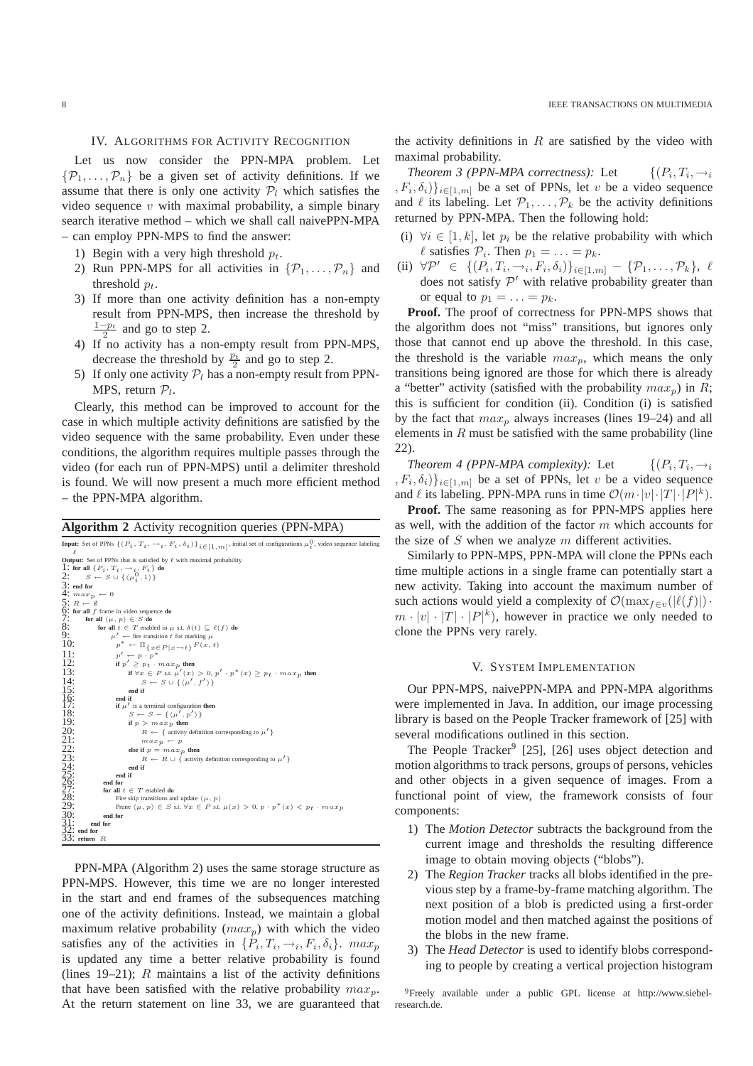## IV. Algorithms for Activity Recognition

Let us now consider the PPN-MPA problem. Let $\{\mathcal{P}_1, \ldots, \mathcal{P}_n\}$ be a given set of activity definitions. If we assume that there is only one activity $\mathcal{P}_l$ which satisfies the video sequence $v$ with maximal probability, a simple binary search iterative method – which we shall call naivePPN-MPA – can employ PPN-MPS to find the answer:

1) Begin with a very high threshold $p_t$.
2) Run PPN-MPS for all activities in $\{\mathcal{P}_1, \ldots, \mathcal{P}_n\}$ and threshold $p_t$.
3) If more than one activity definition has a non-empty result from PPN-MPS, then increase the threshold by $\frac{1-p_t}{2}$ and go to step 2.
4) If no activity has a non-empty result from PPN-MPS, decrease the threshold by $\frac{p_t}{2}$ and go to step 2.
5) If only one activity $\mathcal{P}_l$ has a non-empty result from PPN-MPS, return $\mathcal{P}_l$.

Clearly, this method can be improved to account for the case in which multiple activity definitions are satisfied by the video sequence with the same probability. Even under these conditions, the algorithm requires multiple passes through the video (for each run of PPN-MPS) until a delimiter threshold is found. We will now present a much more efficient method – the PPN-MPA algorithm.

**Algorithm 2** Activity recognition queries (PPN-MPA)

```
Input: Set of PPNs {(P_i, T_i, →_i, F_i, δ_i)}_{i∈[1,m]}, initial set of configurations μ_i^0, video sequence labeling ℓ
Output: Set of PPNs that is satisfied by ℓ with maximal probability
1: for all {P_i, T_i, →_i, F_i} do
2:     S ← S ∪ {⟨μ_i^0, 1⟩}
3: end for
4: max_p ← 0
5: R ← ∅
6: for all f frame in video sequence do
7:     for all ⟨μ, p⟩ ∈ S do
8:         for all t ∈ T enabled in μ s.t. δ(t) ⊆ ℓ(f) do
9:             μ' ← fire transition t for marking μ
10:            p* ← Π_{x∈P|x→t} F(x, t)
11:            p' ← p · p*
12:            if p' ≥ p_t · max_p then
13:                if ∀x ∈ P s.t. μ'(x) > 0, p' · p*(x) ≥ p_t · max_p then
14:                    S ← S ∪ {⟨μ', f'⟩}
15:                end if
16:            end if
17:            if μ' is a terminal configuration then
18:                S ← S − {⟨μ', p'⟩}
19:                if p > max_p then
20:                    R ← { activity definition corresponding to μ'}
21:                    max_p ← p
22:                else if p = max_p then
23:                    R ← R ∪ { activity definition corresponding to μ'}
24:                end if
25:            end if
26:        end for
27:        for all t ∈ T enabled do
28:            Fire skip transitions and update ⟨μ, p⟩
29:            Prune ⟨μ, p⟩ ∈ S s.t. ∀x ∈ P s.t. μ(x) > 0, p · p*(x) < p_t · max_p
30:        end for
31:    end for
32: end for
33: return R
```

PPN-MPA (Algorithm 2) uses the same storage structure as PPN-MPS. However, this time we are no longer interested in the start and end frames of the subsequences matching one of the activity definitions. Instead, we maintain a global maximum relative probability ($max_p$) with which the video satisfies any of the activities in $\{P_i, T_i, \rightarrow_i, F_i, \delta_i\}$. $max_p$ is updated any time a better relative probability is found (lines 19–21); $R$ maintains a list of the activity definitions that have been satisfied with the relative probability $max_p$. At the return statement on line 33, we are guaranteed that the activity definitions in $R$ are satisfied by the video with maximal probability.

*Theorem 3 (PPN-MPA correctness):* Let $\{(P_i, T_i, \rightarrow_i, F_i, \delta_i)\}_{i\in[1,m]}$ be a set of PPNs, let $v$ be a video sequence and $\ell$ its labeling. Let $\mathcal{P}_1, \ldots, \mathcal{P}_k$ be the activity definitions returned by PPN-MPA. Then the following hold:

(i) $\forall i \in [1, k]$, let $p_i$ be the relative probability with which $\ell$ satisfies $\mathcal{P}_i$. Then $p_1 = \ldots = p_k$.

(ii) $\forall \mathcal{P}' \in \{(P_i, T_i, \rightarrow_i, F_i, \delta_i)\}_{i\in[1,m]} - \{\mathcal{P}_1, \ldots, \mathcal{P}_k\}$, $\ell$ does not satisfy $\mathcal{P}'$ with relative probability greater than or equal to $p_1 = \ldots = p_k$.

**Proof.** The proof of correctness for PPN-MPS shows that the algorithm does not "miss" transitions, but ignores only those that cannot end up above the threshold. In this case, the threshold is the variable $max_p$, which means the only transitions being ignored are those for which there is already a "better" activity (satisfied with the probability $max_p$) in $R$; this is sufficient for condition (ii). Condition (i) is satisfied by the fact that $max_p$ always increases (lines 19–24) and all elements in $R$ must be satisfied with the same probability (line 22).

*Theorem 4 (PPN-MPA complexity):* Let $\{(P_i, T_i, \rightarrow_i, F_i, \delta_i)\}_{i\in[1,m]}$ be a set of PPNs, let $v$ be a video sequence and $\ell$ its labeling. PPN-MPA runs in time $\mathcal{O}(m \cdot |v| \cdot |T| \cdot |P|^k)$.

**Proof.** The same reasoning as for PPN-MPS applies here as well, with the addition of the factor $m$ which accounts for the size of $S$ when we analyze $m$ different activities.

Similarly to PPN-MPS, PPN-MPA will clone the PPNs each time multiple actions in a single frame can potentially start a new activity. Taking into account the maximum number of such actions would yield a complexity of $\mathcal{O}(\max_{f\in v}(|\ell(f)|) \cdot m \cdot |v| \cdot |T| \cdot |P|^k)$, however in practice we only needed to clone the PPNs very rarely.

## V. System Implementation

Our PPN-MPS, naivePPN-MPA and PPN-MPA algorithms were implemented in Java. In addition, our image processing library is based on the People Tracker framework of [25] with several modifications outlined in this section.

The People Tracker[9] [25], [26] uses object detection and motion algorithms to track persons, groups of persons, vehicles and other objects in a given sequence of images. From a functional point of view, the framework consists of four components:

1) The *Motion Detector* subtracts the background from the current image and thresholds the resulting difference image to obtain moving objects ("blobs").
2) The *Region Tracker* tracks all blobs identified in the previous step by a frame-by-frame matching algorithm. The next position of a blob is predicted using a first-order motion model and then matched against the positions of the blobs in the new frame.
3) The *Head Detector* is used to identify blobs corresponding to people by creating a vertical projection histogram

[9] Freely available under a public GPL license at http://www.siebel-research.de.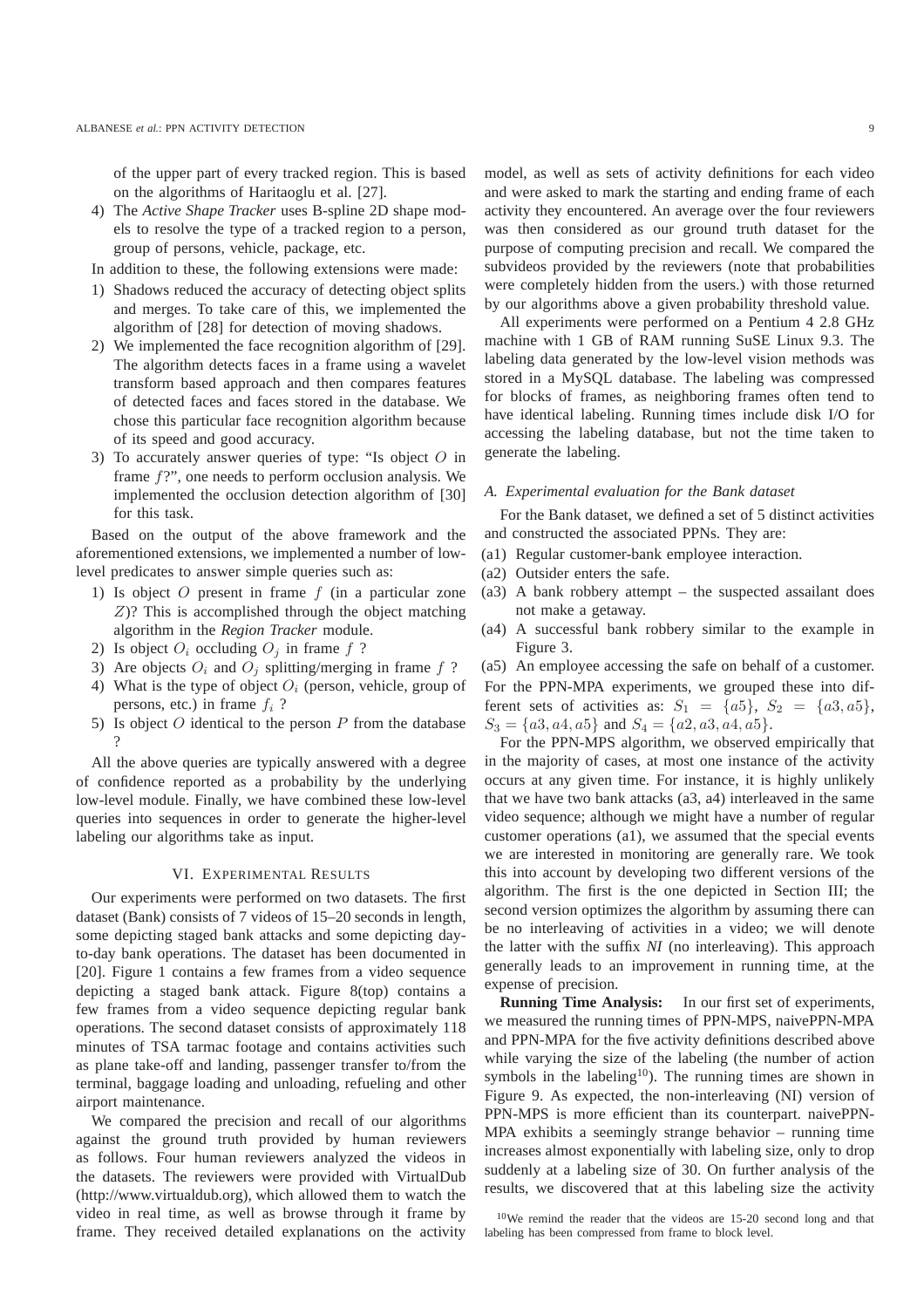of the upper part of every tracked region. This is based on the algorithms of Haritaoglu et al. [27].

4) The *Active Shape Tracker* uses B-spline 2D shape models to resolve the type of a tracked region to a person, group of persons, vehicle, package, etc.

In addition to these, the following extensions were made:

1) Shadows reduced the accuracy of detecting object splits and merges. To take care of this, we implemented the algorithm of [28] for detection of moving shadows.
2) We implemented the face recognition algorithm of [29]. The algorithm detects faces in a frame using a wavelet transform based approach and then compares features of detected faces and faces stored in the database. We chose this particular face recognition algorithm because of its speed and good accuracy.
3) To accurately answer queries of type: "Is object $O$ in frame $f$?", one needs to perform occlusion analysis. We implemented the occlusion detection algorithm of [30] for this task.

Based on the output of the above framework and the aforementioned extensions, we implemented a number of low-level predicates to answer simple queries such as:

1) Is object $O$ present in frame $f$ (in a particular zone $Z$)? This is accomplished through the object matching algorithm in the *Region Tracker* module.
2) Is object $O_i$ occluding $O_j$ in frame $f$ ?
3) Are objects $O_i$ and $O_j$ splitting/merging in frame $f$ ?
4) What is the type of object $O_i$ (person, vehicle, group of persons, etc.) in frame $f_i$ ?
5) Is object $O$ identical to the person $P$ from the database ?

All the above queries are typically answered with a degree of confidence reported as a probability by the underlying low-level module. Finally, we have combined these low-level queries into sequences in order to generate the higher-level labeling our algorithms take as input.

## VI. Experimental Results

Our experiments were performed on two datasets. The first dataset (Bank) consists of 7 videos of 15–20 seconds in length, some depicting staged bank attacks and some depicting day-to-day bank operations. The dataset has been documented in [20]. Figure 1 contains a few frames from a video sequence depicting a staged bank attack. Figure 8(top) contains a few frames from a video sequence depicting regular bank operations. The second dataset consists of approximately 118 minutes of TSA tarmac footage and contains activities such as plane take-off and landing, passenger transfer to/from the terminal, baggage loading and unloading, refueling and other airport maintenance.

We compared the precision and recall of our algorithms against the ground truth provided by human reviewers as follows. Four human reviewers analyzed the videos in the datasets. The reviewers were provided with VirtualDub (http://www.virtualdub.org), which allowed them to watch the video in real time, as well as browse through it frame by frame. They received detailed explanations on the activity model, as well as sets of activity definitions for each video and were asked to mark the starting and ending frame of each activity they encountered. An average over the four reviewers was then considered as our ground truth dataset for the purpose of computing precision and recall. We compared the subvideos provided by the reviewers (note that probabilities were completely hidden from the users.) with those returned by our algorithms above a given probability threshold value.

All experiments were performed on a Pentium 4 2.8 GHz machine with 1 GB of RAM running SuSE Linux 9.3. The labeling data generated by the low-level vision methods was stored in a MySQL database. The labeling was compressed for blocks of frames, as neighboring frames often tend to have identical labeling. Running times include disk I/O for accessing the labeling database, but not the time taken to generate the labeling.

### A. Experimental evaluation for the Bank dataset

For the Bank dataset, we defined a set of 5 distinct activities and constructed the associated PPNs. They are:

(a1) Regular customer-bank employee interaction.
(a2) Outsider enters the safe.
(a3) A bank robbery attempt – the suspected assailant does not make a getaway.
(a4) A successful bank robbery similar to the example in Figure 3.
(a5) An employee accessing the safe on behalf of a customer.

For the PPN-MPA experiments, we grouped these into different sets of activities as: $S_1 = \{a5\}$, $S_2 = \{a3, a5\}$, $S_3 = \{a3, a4, a5\}$ and $S_4 = \{a2, a3, a4, a5\}$.

For the PPN-MPS algorithm, we observed empirically that in the majority of cases, at most one instance of the activity occurs at any given time. For instance, it is highly unlikely that we have two bank attacks (a3, a4) interleaved in the same video sequence; although we might have a number of regular customer operations (a1), we assumed that the special events we are interested in monitoring are generally rare. We took this into account by developing two different versions of the algorithm. The first is the one depicted in Section III; the second version optimizes the algorithm by assuming there can be no interleaving of activities in a video; we will denote the latter with the suffix *NI* (no interleaving). This approach generally leads to an improvement in running time, at the expense of precision.

**Running Time Analysis:** In our first set of experiments, we measured the running times of PPN-MPS, naivePPN-MPA and PPN-MPA for the five activity definitions described above while varying the size of the labeling (the number of action symbols in the labeling[10]). The running times are shown in Figure 9. As expected, the non-interleaving (NI) version of PPN-MPS is more efficient than its counterpart. naivePPN-MPA exhibits a seemingly strange behavior – running time increases almost exponentially with labeling size, only to drop suddenly at a labeling size of 30. On further analysis of the results, we discovered that at this labeling size the activity

[10] We remind the reader that the videos are 15-20 second long and that labeling has been compressed from frame to block level.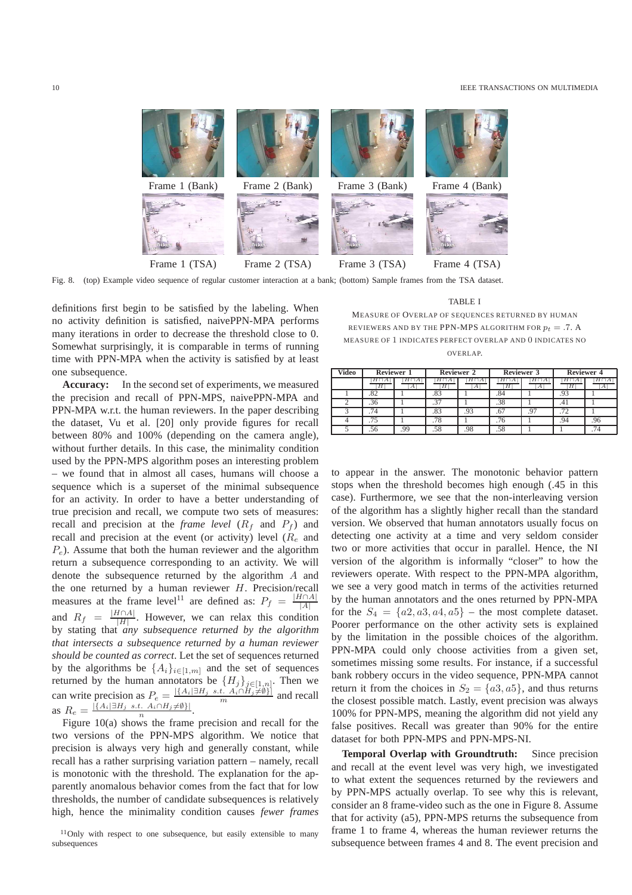Frame 1 (Bank) Frame 2 (Bank) Frame 3 (Bank) Frame 4 (Bank)

Frame 1 (TSA) Frame 2 (TSA) Frame 3 (TSA) Frame 4 (TSA)

Fig. 8. (top) Example video sequence of regular customer interaction at a bank; (bottom) Sample frames from the TSA dataset.

definitions first begin to be satisfied by the labeling. When no activity definition is satisfied, naivePPN-MPA performs many iterations in order to decrease the threshold close to 0. Somewhat surprisingly, it is comparable in terms of running time with PPN-MPA when the activity is satisfied by at least one subsequence.

**Accuracy:** In the second set of experiments, we measured the precision and recall of PPN-MPS, naivePPN-MPA and PPN-MPA w.r.t. the human reviewers. In the paper describing the dataset, Vu et al. [20] only provide figures for recall between 80% and 100% (depending on the camera angle), without further details. In this case, the minimality condition used by the PPN-MPS algorithm poses an interesting problem – we found that in almost all cases, humans will choose a sequence which is a superset of the minimal subsequence for an activity. In order to have a better understanding of true precision and recall, we compute two sets of measures: recall and precision at the *frame level* ($R_f$ and $P_f$) and recall and precision at the event (or activity) level ($R_e$ and $P_e$). Assume that both the human reviewer and the algorithm return a subsequence corresponding to an activity. We will denote the subsequence returned by the algorithm $A$ and the one returned by a human reviewer $H$. Precision/recall measures at the frame level[11] are defined as: $P_f = \frac{|H \cap A|}{|A|}$ and $R_f = \frac{|H \cap A|}{|H|}$. However, we can relax this condition by stating that *any subsequence returned by the algorithm that intersects a subsequence returned by a human reviewer should be counted as correct*. Let the set of sequences returned by the algorithms be $\{A_i\}_{i \in [1,m]}$ and the set of sequences returned by the human annotators be $\{H_j\}_{j \in [1,n]}$. Then we can write precision as $P_e = \frac{|\{A_i | \exists H_j \ s.t. \ A_i \cap H_j \neq \emptyset\}|}{m}$ and recall as $R_e = \frac{|\{A_i | \exists H_j \ s.t. \ A_i \cap H_j \neq \emptyset\}|}{n}$.

Figure 10(a) shows the frame precision and recall for the two versions of the PPN-MPS algorithm. We notice that precision is always very high and generally constant, while recall has a rather surprising variation pattern – namely, recall is monotonic with the threshold. The explanation for the apparently anomalous behavior comes from the fact that for low thresholds, the number of candidate subsequences is relatively high, hence the minimality condition causes *fewer frames* to appear in the answer. The monotonic behavior pattern stops when the threshold becomes high enough (.45 in this case). Furthermore, we see that the non-interleaving version of the algorithm has a slightly higher recall than the standard version. We observed that human annotators usually focus on detecting one activity at a time and very seldom consider two or more activities that occur in parallel. Hence, the NI version of the algorithm is informally "closer" to how the reviewers operate. With respect to the PPN-MPA algorithm, we see a very good match in terms of the activities returned by the human annotators and the ones returned by PPN-MPA for the $S_4 = \{a2, a3, a4, a5\}$ – the most complete dataset. Poorer performance on the other activity sets is explained by the limitation in the possible choices of the algorithm. PPN-MPA could only choose activities from a given set, sometimes missing some results. For instance, if a successful bank robbery occurs in the video sequence, PPN-MPA cannot return it from the choices in $S_2 = \{a3, a5\}$, and thus returns the closest possible match. Lastly, event precision was always 100% for PPN-MPS, meaning the algorithm did not yield any false positives. Recall was greater than 90% for the entire dataset for both PPN-MPS and PPN-MPS-NI.

TABLE I

MEASURE OF OVERLAP OF SEQUENCES RETURNED BY HUMAN REVIEWERS AND BY THE PPN-MPS ALGORITHM FOR $p_t = .7$. A MEASURE OF 1 INDICATES PERFECT OVERLAP AND 0 INDICATES NO OVERLAP.

| Video | Reviewer 1 | | Reviewer 2 | | Reviewer 3 | | Reviewer 4 | |
|---|---|---|---|---|---|---|---|---|
| | $\frac{\lvert H\cap A\rvert}{\lvert H\rvert}$ | $\frac{\lvert H\cap A\rvert}{\lvert A\rvert}$ | $\frac{\lvert H\cap A\rvert}{\lvert H\rvert}$ | $\frac{\lvert H\cap A\rvert}{\lvert A\rvert}$ | $\frac{\lvert H\cap A\rvert}{\lvert H\rvert}$ | $\frac{\lvert H\cap A\rvert}{\lvert A\rvert}$ | $\frac{\lvert H\cap A\rvert}{\lvert H\rvert}$ | $\frac{\lvert H\cap A\rvert}{\lvert A\rvert}$ |
| 1 | .82 | 1 | .83 | 1 | .84 | 1 | .93 | 1 |
| 2 | .36 | 1 | .37 | 1 | .38 | 1 | .41 | 1 |
| 3 | .74 | 1 | .83 | .93 | .67 | .97 | .72 | 1 |
| 4 | .75 | 1 | .78 | 1 | .76 | 1 | .94 | .96 |
| 5 | .56 | .99 | .58 | .98 | .58 | 1 | 1 | .74 |

**Temporal Overlap with Groundtruth:** Since precision and recall at the event level was very high, we investigated to what extent the sequences returned by the reviewers and by PPN-MPS actually overlap. To see why this is relevant, consider an 8 frame-video such as the one in Figure 8. Assume that for activity (a5), PPN-MPS returns the subsequence from frame 1 to frame 4, whereas the human reviewer returns the subsequence between frames 4 and 8. The event precision and

[11] Only with respect to one subsequence, but easily extensible to many subsequences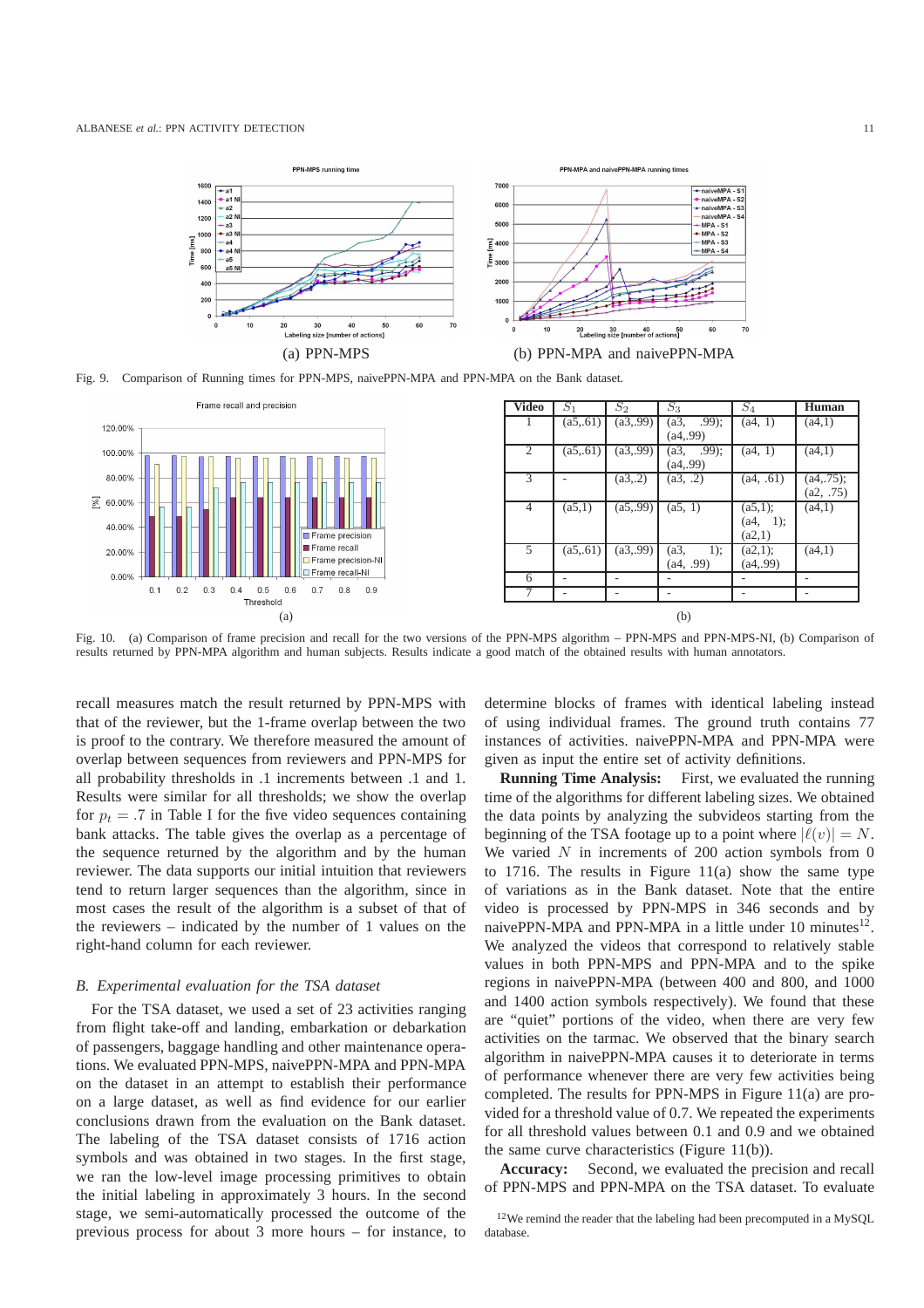(a) PPN-MPS

(b) PPN-MPA and naivePPN-MPA

Fig. 9. Comparison of Running times for PPN-MPS, naivePPN-MPA and PPN-MPA on the Bank dataset.

(a)

| Video | $S_1$ | $S_2$ | $S_3$ | $S_4$ | Human |
|---|---|---|---|---|---|
| 1 | (a5,.61) | (a3,.99) | (a3, .99); (a4,.99) | (a4, 1) | (a4,1) |
| 2 | (a5,.61) | (a3,.99) | (a3, .99); (a4,.99) | (a4, 1) | (a4,1) |
| 3 | - | (a3,.2) | (a3, .2) | (a4, .61) | (a4,.75); (a2, .75) |
| 4 | (a5,1) | (a5,.99) | (a5, 1) | (a5,1); (a4, 1); (a2,1) | (a4,1) |
| 5 | (a5,.61) | (a3,.99) | (a3, 1); (a4, .99) | (a2,1); (a4,.99) | (a4,1) |
| 6 | - | - | - | - | - |
| 7 | - | - | - | - | - |

(b)

Fig. 10. (a) Comparison of frame precision and recall for the two versions of the PPN-MPS algorithm – PPN-MPS and PPN-MPS-NI, (b) Comparison of results returned by PPN-MPA algorithm and human subjects. Results indicate a good match of the obtained results with human annotators.

recall measures match the result returned by PPN-MPS with that of the reviewer, but the 1-frame overlap between the two is proof to the contrary. We therefore measured the amount of overlap between sequences from reviewers and PPN-MPS for all probability thresholds in .1 increments between .1 and 1. Results were similar for all thresholds; we show the overlap for $p_t = .7$ in Table I for the five video sequences containing bank attacks. The table gives the overlap as a percentage of the sequence returned by the algorithm and by the human reviewer. The data supports our initial intuition that reviewers tend to return larger sequences than the algorithm, since in most cases the result of the algorithm is a subset of that of the reviewers – indicated by the number of 1 values on the right-hand column for each reviewer.

### *B. Experimental evaluation for the TSA dataset*

For the TSA dataset, we used a set of 23 activities ranging from flight take-off and landing, embarkation or debarkation of passengers, baggage handling and other maintenance operations. We evaluated PPN-MPS, naivePPN-MPA and PPN-MPA on the dataset in an attempt to establish their performance on a large dataset, as well as find evidence for our earlier conclusions drawn from the evaluation on the Bank dataset. The labeling of the TSA dataset consists of 1716 action symbols and was obtained in two stages. In the first stage, we ran the low-level image processing primitives to obtain the initial labeling in approximately 3 hours. In the second stage, we semi-automatically processed the outcome of the previous process for about 3 more hours – for instance, to determine blocks of frames with identical labeling instead of using individual frames. The ground truth contains 77 instances of activities. naivePPN-MPA and PPN-MPA were given as input the entire set of activity definitions.

**Running Time Analysis:** First, we evaluated the running time of the algorithms for different labeling sizes. We obtained the data points by analyzing the subvideos starting from the beginning of the TSA footage up to a point where $|\ell(v)| = N$. We varied $N$ in increments of 200 action symbols from 0 to 1716. The results in Figure 11(a) show the same type of variations as in the Bank dataset. Note that the entire video is processed by PPN-MPS in 346 seconds and by naivePPN-MPA and PPN-MPA in a little under 10 minutes[12]. We analyzed the videos that correspond to relatively stable values in both PPN-MPS and PPN-MPA and to the spike regions in naivePPN-MPA (between 400 and 800, and 1000 and 1400 action symbols respectively). We found that these are "quiet" portions of the video, when there are very few activities on the tarmac. We observed that the binary search algorithm in naivePPN-MPA causes it to deteriorate in terms of performance whenever there are very few activities being completed. The results for PPN-MPS in Figure 11(a) are provided for a threshold value of 0.7. We repeated the experiments for all threshold values between 0.1 and 0.9 and we obtained the same curve characteristics (Figure 11(b)).

**Accuracy:** Second, we evaluated the precision and recall of PPN-MPS and PPN-MPA on the TSA dataset. To evaluate

[12] We remind the reader that the labeling had been precomputed in a MySQL database.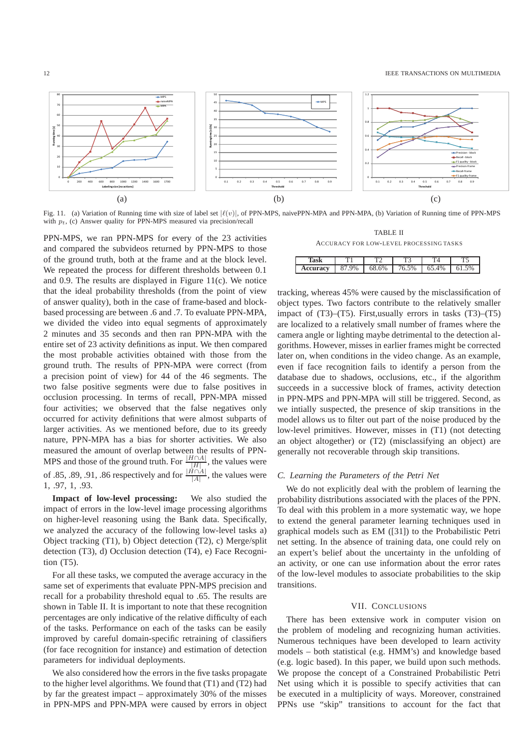Fig. 11. (a) Variation of Running time with size of label set $|\ell(v)|$, of PPN-MPS, naivePPN-MPA and PPN-MPA, (b) Variation of Running time of PPN-MPS with $p_t$, (c) Answer quality for PPN-MPS measured via precision/recall

PPN-MPS, we ran PPN-MPS for every of the 23 activities and compared the subvideos returned by PPN-MPS to those of the ground truth, both at the frame and at the block level. We repeated the process for different thresholds between 0.1 and 0.9. The results are displayed in Figure 11(c). We notice that the ideal probability thresholds (from the point of view of answer quality), both in the case of frame-based and block-based processing are between .6 and .7. To evaluate PPN-MPA, we divided the video into equal segments of approximately 2 minutes and 35 seconds and then ran PPN-MPA with the entire set of 23 activity definitions as input. We then compared the most probable activities obtained with those from the ground truth. The results of PPN-MPA were correct (from a precision point of view) for 44 of the 46 segments. The two false positive segments were due to false positives in occlusion processing. In terms of recall, PPN-MPA missed four activities; we observed that the false negatives only occurred for activity definitions that were almost subparts of larger activities. As we mentioned before, due to its greedy nature, PPN-MPA has a bias for shorter activities. We also measured the amount of overlap between the results of PPN-MPS and those of the ground truth. For $\frac{|H \cap A|}{|H|}$, the values were of .85, .89, .91, .86 respectively and for $\frac{|H \cap A|}{|A|}$, the values were 1, .97, 1, .93.

**Impact of low-level processing:** We also studied the impact of errors in the low-level image processing algorithms on higher-level reasoning using the Bank data. Specifically, we analyzed the accuracy of the following low-level tasks a) Object tracking (T1), b) Object detection (T2), c) Merge/split detection (T3), d) Occlusion detection (T4), e) Face Recognition (T5).

For all these tasks, we computed the average accuracy in the same set of experiments that evaluate PPN-MPS precision and recall for a probability threshold equal to .65. The results are shown in Table II. It is important to note that these recognition percentages are only indicative of the relative difficulty of each of the tasks. Performance on each of the tasks can be easily improved by careful domain-specific retraining of classifiers (for face recognition for instance) and estimation of detection parameters for individual deployments.

We also considered how the errors in the five tasks propagate to the higher level algorithms. We found that (T1) and (T2) had by far the greatest impact – approximately 30% of the misses in PPN-MPS and PPN-MPA were caused by errors in object tracking, whereas 45% were caused by the misclassification of object types. Two factors contribute to the relatively smaller impact of (T3)–(T5). First,usually errors in tasks (T3)–(T5) are localized to a relatively small number of frames where the camera angle or lighting maybe detrimental to the detection algorithms. However, misses in earlier frames might be corrected later on, when conditions in the video change. As an example, even if face recognition fails to identify a person from the database due to shadows, occlusions, etc., if the algorithm succeeds in a successive block of frames, activity detection in PPN-MPS and PPN-MPA will still be triggered. Second, as we intially suspected, the presence of skip transitions in the model allows us to filter out part of the noise produced by the low-level primitives. However, misses in (T1) (not detecting an object altogether) or (T2) (misclassifying an object) are generally not recoverable through skip transitions.

TABLE II
ACCURACY FOR LOW-LEVEL PROCESSING TASKS

| Task | T1 | T2 | T3 | T4 | T5 |
|---|---|---|---|---|---|
| Accuracy | 87.9% | 68.6% | 76.5% | 65.4% | 61.5% |

### C. Learning the Parameters of the Petri Net

We do not explicitly deal with the problem of learning the probability distributions associated with the places of the PPN. To deal with this problem in a more systematic way, we hope to extend the general parameter learning techniques used in graphical models such as EM ([31]) to the Probabilistic Petri net setting. In the absence of training data, one could rely on an expert's belief about the uncertainty in the unfolding of an activity, or one can use information about the error rates of the low-level modules to associate probabilities to the skip transitions.

## VII. Conclusions

There has been extensive work in computer vision on the problem of modeling and recognizing human activities. Numerous techniques have been developed to learn activity models – both statistical (e.g. HMM's) and knowledge based (e.g. logic based). In this paper, we build upon such methods. We propose the concept of a Constrained Probabilistic Petri Net using which it is possible to specify activities that can be executed in a multiplicity of ways. Moreover, constrained PPNs use "skip" transitions to account for the fact that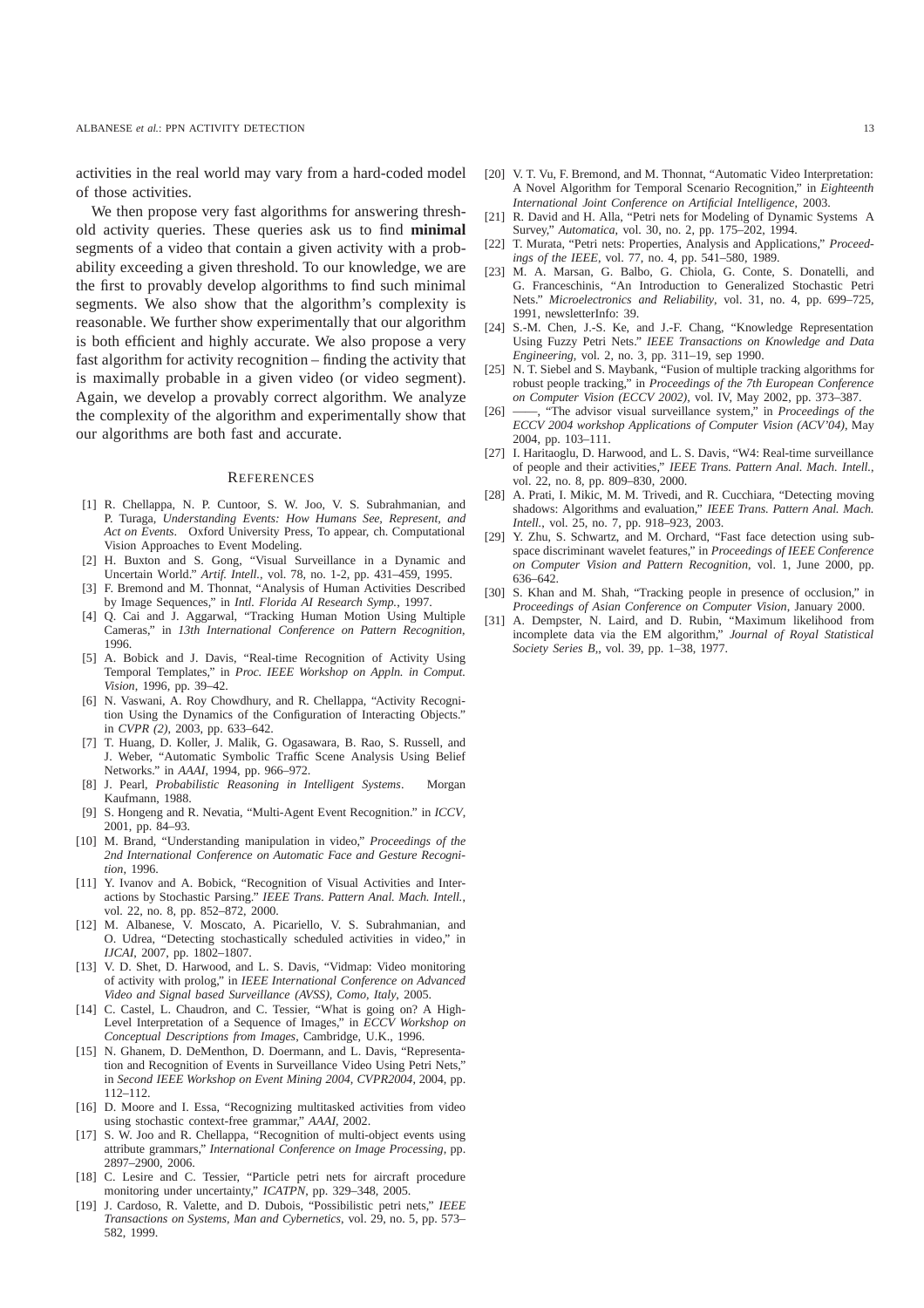activities in the real world may vary from a hard-coded model of those activities.

We then propose very fast algorithms for answering threshold activity queries. These queries ask us to find **minimal** segments of a video that contain a given activity with a probability exceeding a given threshold. To our knowledge, we are the first to provably develop algorithms to find such minimal segments. We also show that the algorithm's complexity is reasonable. We further show experimentally that our algorithm is both efficient and highly accurate. We also propose a very fast algorithm for activity recognition – finding the activity that is maximally probable in a given video (or video segment). Again, we develop a provably correct algorithm. We analyze the complexity of the algorithm and experimentally show that our algorithms are both fast and accurate.

## References

[1] R. Chellappa, N. P. Cuntoor, S. W. Joo, V. S. Subrahmanian, and P. Turaga, *Understanding Events: How Humans See, Represent, and Act on Events*. Oxford University Press, To appear, ch. Computational Vision Approaches to Event Modeling.

[2] H. Buxton and S. Gong, "Visual Surveillance in a Dynamic and Uncertain World," *Artif. Intell.*, vol. 78, no. 1-2, pp. 431–459, 1995.

[3] F. Bremond and M. Thonnat, "Analysis of Human Activities Described by Image Sequences," in *Intl. Florida AI Research Symp.*, 1997.

[4] Q. Cai and J. Aggarwal, "Tracking Human Motion Using Multiple Cameras," in *13th International Conference on Pattern Recognition*, 1996.

[5] A. Bobick and J. Davis, "Real-time Recognition of Activity Using Temporal Templates," in *Proc. IEEE Workshop on Appln. in Comput. Vision*, 1996, pp. 39–42.

[6] N. Vaswani, A. Roy Chowdhury, and R. Chellappa, "Activity Recognition Using the Dynamics of the Configuration of Interacting Objects." in *CVPR (2)*, 2003, pp. 633–642.

[7] T. Huang, D. Koller, J. Malik, G. Ogasawara, B. Rao, S. Russell, and J. Weber, "Automatic Symbolic Traffic Scene Analysis Using Belief Networks." in *AAAI*, 1994, pp. 966–972.

[8] J. Pearl, *Probabilistic Reasoning in Intelligent Systems*. Morgan Kaufmann, 1988.

[9] S. Hongeng and R. Nevatia, "Multi-Agent Event Recognition." in *ICCV*, 2001, pp. 84–93.

[10] M. Brand, "Understanding manipulation in video," *Proceedings of the 2nd International Conference on Automatic Face and Gesture Recognition*, 1996.

[11] Y. Ivanov and A. Bobick, "Recognition of Visual Activities and Interactions by Stochastic Parsing." *IEEE Trans. Pattern Anal. Mach. Intell.*, vol. 22, no. 8, pp. 852–872, 2000.

[12] M. Albanese, V. Moscato, A. Picariello, V. S. Subrahmanian, and O. Udrea, "Detecting stochastically scheduled activities in video," in *IJCAI*, 2007, pp. 1802–1807.

[13] V. D. Shet, D. Harwood, and L. S. Davis, "Vidmap: Video monitoring of activity with prolog," in *IEEE International Conference on Advanced Video and Signal based Surveillance (AVSS), Como, Italy*, 2005.

[14] C. Castel, L. Chaudron, and C. Tessier, "What is going on? A High-Level Interpretation of a Sequence of Images," in *ECCV Workshop on Conceptual Descriptions from Images*, Cambridge, U.K., 1996.

[15] N. Ghanem, D. DeMenthon, D. Doermann, and L. Davis, "Representation and Recognition of Events in Surveillance Video Using Petri Nets," in *Second IEEE Workshop on Event Mining 2004, CVPR2004*, 2004, pp. 112–112.

[16] D. Moore and I. Essa, "Recognizing multitasked activities from video using stochastic context-free grammar," *AAAI*, 2002.

[17] S. W. Joo and R. Chellappa, "Recognition of multi-object events using attribute grammars," *International Conference on Image Processing*, pp. 2897–2900, 2006.

[18] C. Lesire and C. Tessier, "Particle petri nets for aircraft procedure monitoring under uncertainty," *ICATPN*, pp. 329–348, 2005.

[19] J. Cardoso, R. Valette, and D. Dubois, "Possibilistic petri nets," *IEEE Transactions on Systems, Man and Cybernetics*, vol. 29, no. 5, pp. 573–582, 1999.

[20] V. T. Vu, F. Bremond, and M. Thonnat, "Automatic Video Interpretation: A Novel Algorithm for Temporal Scenario Recognition," in *Eighteenth International Joint Conference on Artificial Intelligence*, 2003.

[21] R. David and H. Alla, "Petri nets for Modeling of Dynamic Systems A Survey," *Automatica*, vol. 30, no. 2, pp. 175–202, 1994.

[22] T. Murata, "Petri nets: Properties, Analysis and Applications," *Proceedings of the IEEE*, vol. 77, no. 4, pp. 541–580, 1989.

[23] M. A. Marsan, G. Balbo, G. Chiola, G. Conte, S. Donatelli, and G. Franceschinis, "An Introduction to Generalized Stochastic Petri Nets." *Microelectronics and Reliability*, vol. 31, no. 4, pp. 699–725, 1991, newsletterInfo: 39.

[24] S.-M. Chen, J.-S. Ke, and J.-F. Chang, "Knowledge Representation Using Fuzzy Petri Nets." *IEEE Transactions on Knowledge and Data Engineering*, vol. 2, no. 3, pp. 311–19, sep 1990.

[25] N. T. Siebel and S. Maybank, "Fusion of multiple tracking algorithms for robust people tracking," in *Proceedings of the 7th European Conference on Computer Vision (ECCV 2002)*, vol. IV, May 2002, pp. 373–387.

[26] ——, "The advisor visual surveillance system," in *Proceedings of the ECCV 2004 workshop Applications of Computer Vision (ACV'04)*, May 2004, pp. 103–111.

[27] I. Haritaoglu, D. Harwood, and L. S. Davis, "W4: Real-time surveillance of people and their activities," *IEEE Trans. Pattern Anal. Mach. Intell.*, vol. 22, no. 8, pp. 809–830, 2000.

[28] A. Prati, I. Mikic, M. M. Trivedi, and R. Cucchiara, "Detecting moving shadows: Algorithms and evaluation," *IEEE Trans. Pattern Anal. Mach. Intell.*, vol. 25, no. 7, pp. 918–923, 2003.

[29] Y. Zhu, S. Schwartz, and M. Orchard, "Fast face detection using subspace discriminant wavelet features," in *Proceedings of IEEE Conference on Computer Vision and Pattern Recognition*, vol. 1, June 2000, pp. 636–642.

[30] S. Khan and M. Shah, "Tracking people in presence of occlusion," in *Proceedings of Asian Conference on Computer Vision*, January 2000.

[31] A. Dempster, N. Laird, and D. Rubin, "Maximum likelihood from incomplete data via the EM algorithm," *Journal of Royal Statistical Society Series B,*, vol. 39, pp. 1–38, 1977.